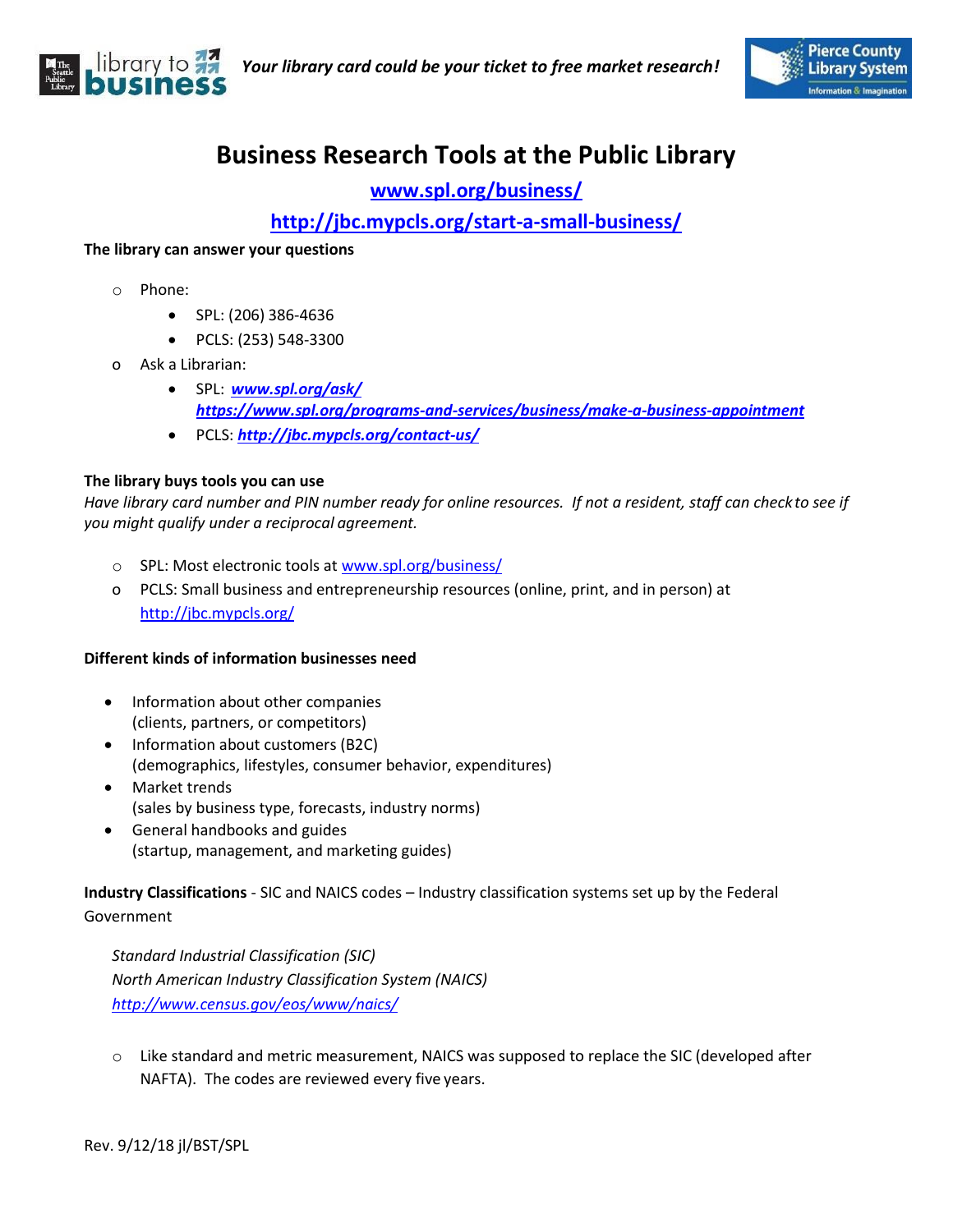*Your library card could be your ticket to free market research!*

# Business Research Tools at the Public Library

**www.spl.org/business/**

**http://jbc.mypcls.org/start-a-small-business/**

**The library can answer your questions**

- Phone:
  - SPL: (206) 386-4636
  - PCLS: (253) 548-3300
- Ask a Librarian:
  - SPL: ***www.spl.org/ask/*** ***https://www.spl.org/programs-and-services/business/make-a-business-appointment***
  - PCLS: ***http://jbc.mypcls.org/contact-us/***

**The library buys tools you can use**

*Have library card number and PIN number ready for online resources. If not a resident, staff can check to see if you might qualify under a reciprocal agreement.*

- SPL: Most electronic tools at www.spl.org/business/
- PCLS: Small business and entrepreneurship resources (online, print, and in person) at http://jbc.mypcls.org/

**Different kinds of information businesses need**

- Information about other companies (clients, partners, or competitors)
- Information about customers (B2C) (demographics, lifestyles, consumer behavior, expenditures)
- Market trends (sales by business type, forecasts, industry norms)
- General handbooks and guides (startup, management, and marketing guides)

**Industry Classifications** - SIC and NAICS codes – Industry classification systems set up by the Federal Government

*Standard Industrial Classification (SIC)*
*North American Industry Classification System (NAICS)*
*http://www.census.gov/eos/www/naics/*

- Like standard and metric measurement, NAICS was supposed to replace the SIC (developed after NAFTA). The codes are reviewed every five years.

Rev. 9/12/18 jl/BST/SPL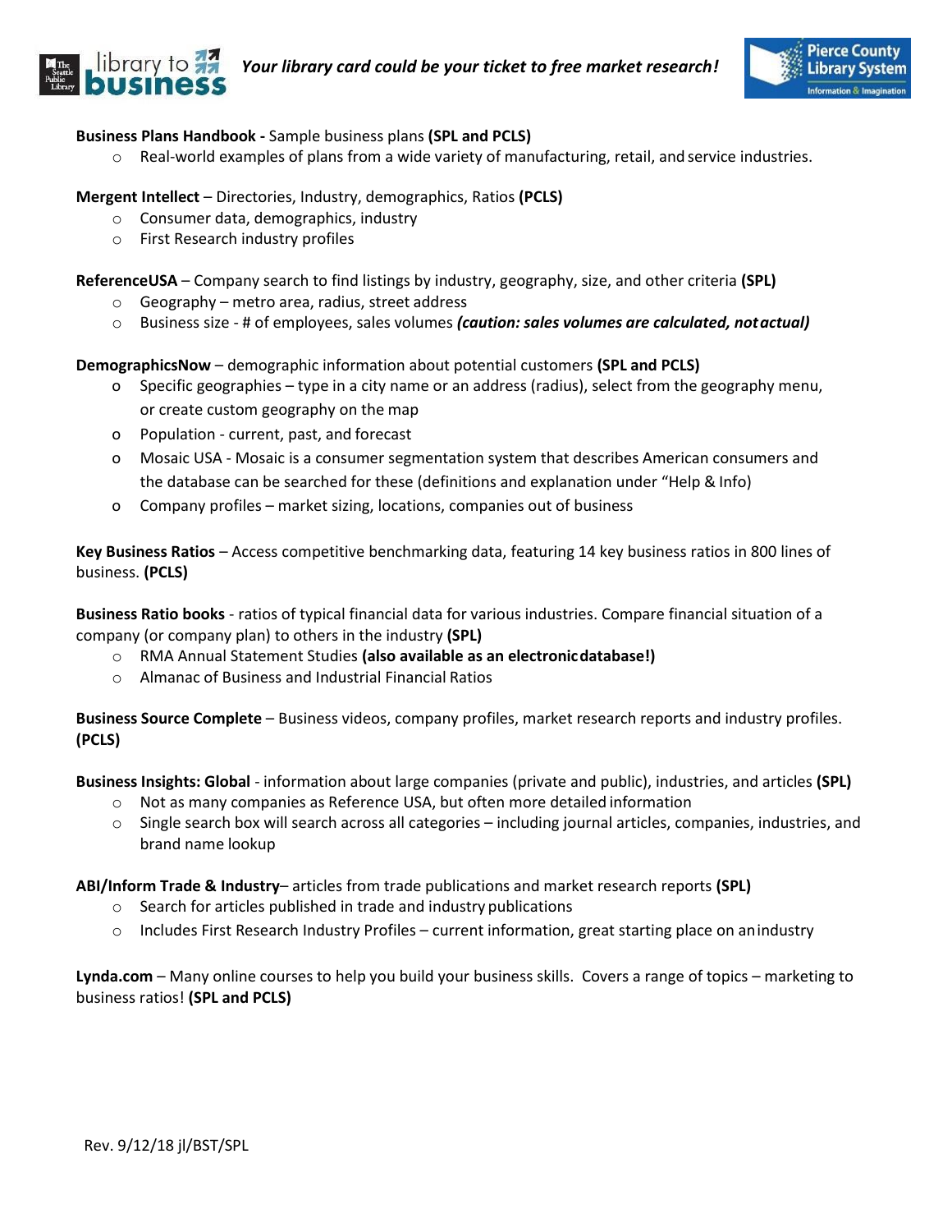*Your library card could be your ticket to free market research!*

**Business Plans Handbook -** Sample business plans **(SPL and PCLS)**

- Real-world examples of plans from a wide variety of manufacturing, retail, and service industries.

**Mergent Intellect** – Directories, Industry, demographics, Ratios **(PCLS)**

- Consumer data, demographics, industry
- First Research industry profiles

**ReferenceUSA** – Company search to find listings by industry, geography, size, and other criteria **(SPL)**

- Geography – metro area, radius, street address
- Business size - # of employees, sales volumes ***(caution: sales volumes are calculated, not actual)***

**DemographicsNow** – demographic information about potential customers **(SPL and PCLS)**

- Specific geographies – type in a city name or an address (radius), select from the geography menu, or create custom geography on the map
- Population - current, past, and forecast
- Mosaic USA - Mosaic is a consumer segmentation system that describes American consumers and the database can be searched for these (definitions and explanation under "Help & Info)
- Company profiles – market sizing, locations, companies out of business

**Key Business Ratios** – Access competitive benchmarking data, featuring 14 key business ratios in 800 lines of business. **(PCLS)**

**Business Ratio books** - ratios of typical financial data for various industries. Compare financial situation of a company (or company plan) to others in the industry **(SPL)**

- RMA Annual Statement Studies **(also available as an electronic database!)**
- Almanac of Business and Industrial Financial Ratios

**Business Source Complete** – Business videos, company profiles, market research reports and industry profiles. **(PCLS)**

**Business Insights: Global** - information about large companies (private and public), industries, and articles **(SPL)**

- Not as many companies as Reference USA, but often more detailed information
- Single search box will search across all categories – including journal articles, companies, industries, and brand name lookup

**ABI/Inform Trade & Industry**– articles from trade publications and market research reports **(SPL)**

- Search for articles published in trade and industry publications
- Includes First Research Industry Profiles – current information, great starting place on an industry

**Lynda.com** – Many online courses to help you build your business skills. Covers a range of topics – marketing to business ratios! **(SPL and PCLS)**

Rev. 9/12/18 jl/BST/SPL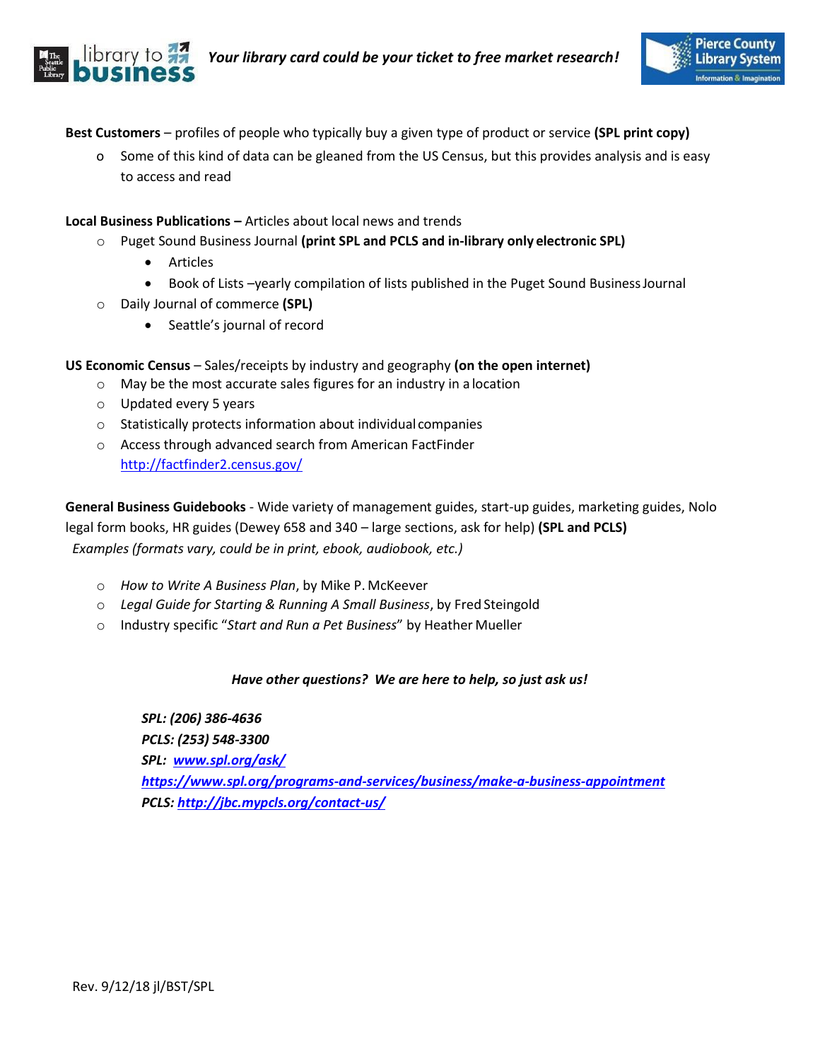**Best Customers** – profiles of people who typically buy a given type of product or service **(SPL print copy)**

- Some of this kind of data can be gleaned from the US Census, but this provides analysis and is easy to access and read

**Local Business Publications –** Articles about local news and trends

- Puget Sound Business Journal **(print SPL and PCLS and in-library only electronic SPL)**
  - Articles
  - Book of Lists –yearly compilation of lists published in the Puget Sound Business Journal
- Daily Journal of commerce **(SPL)**
  - Seattle's journal of record

**US Economic Census** – Sales/receipts by industry and geography **(on the open internet)**

- May be the most accurate sales figures for an industry in a location
- Updated every 5 years
- Statistically protects information about individual companies
- Access through advanced search from American FactFinder http://factfinder2.census.gov/

**General Business Guidebooks** - Wide variety of management guides, start-up guides, marketing guides, Nolo legal form books, HR guides (Dewey 658 and 340 – large sections, ask for help) **(SPL and PCLS)**

*Examples (formats vary, could be in print, ebook, audiobook, etc.)*

- *How to Write A Business Plan*, by Mike P. McKeever
- *Legal Guide for Starting & Running A Small Business*, by Fred Steingold
- Industry specific "*Start and Run a Pet Business*" by Heather Mueller

***Have other questions? We are here to help, so just ask us!***

***SPL: (206) 386-4636***
***PCLS: (253) 548-3300***
***SPL: www.spl.org/ask/***
***https://www.spl.org/programs-and-services/business/make-a-business-appointment***
***PCLS: http://jbc.mypcls.org/contact-us/***

Rev. 9/12/18 jl/BST/SPL